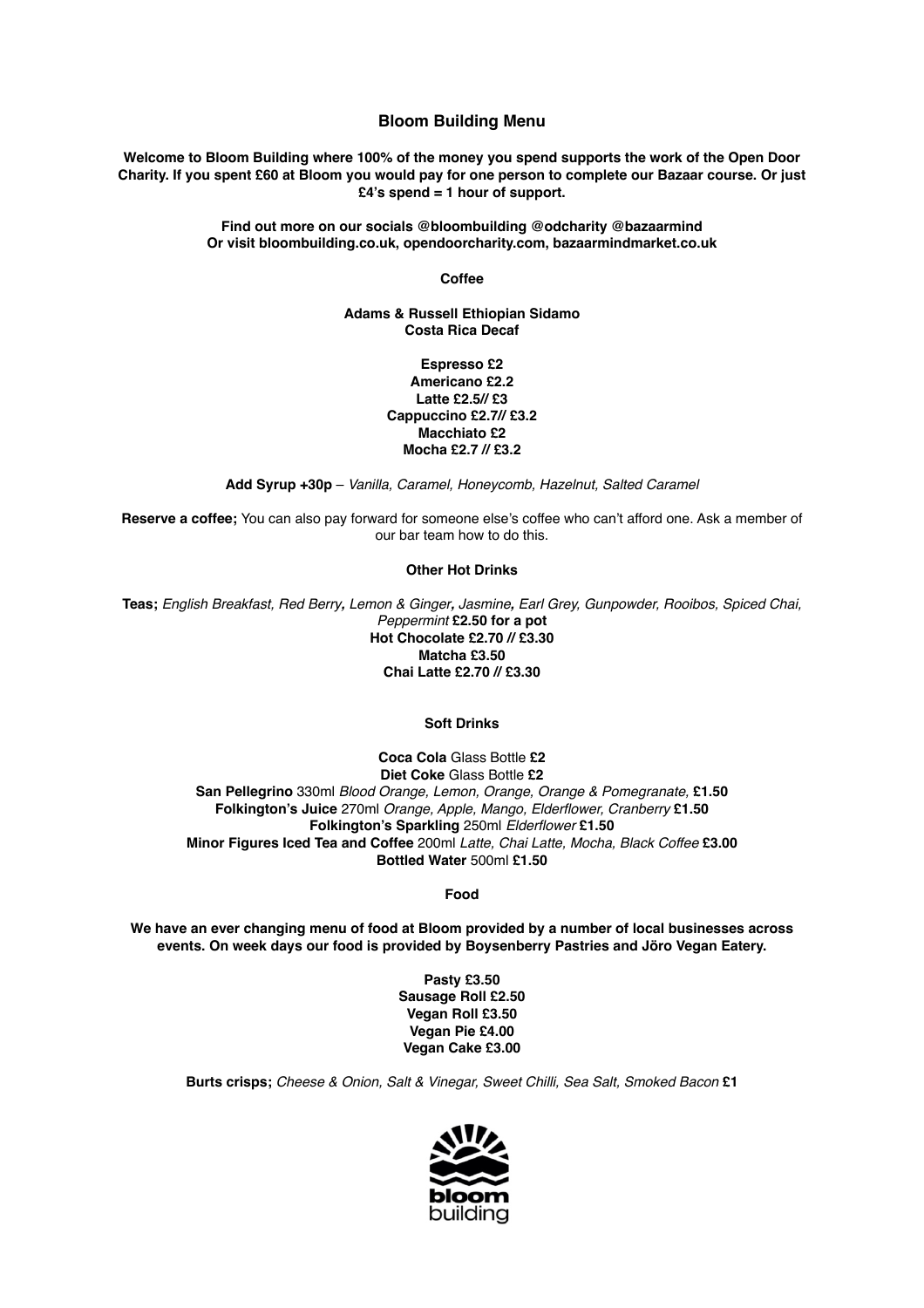# Bloom Building Menu

**Welcome to Bloom Building where 100% of the money you spend supports the work of the Open Door Charity. If you spent £60 at Bloom you would pay for one person to complete our Bazaar course. Or just £4's spend = 1 hour of support.**

**Find out more on our socials @bloombuilding @odcharity @bazaarmind**
**Or visit bloombuilding.co.uk, opendoorcharity.com, bazaarmindmarket.co.uk**

## Coffee

**Adams & Russell Ethiopian Sidamo**
**Costa Rica Decaf**

**Espresso £2**
**Americano £2.2**
**Latte £2.5// £3**
**Cappuccino £2.7// £3.2**
**Macchiato £2**
**Mocha £2.7 // £3.2**

**Add Syrup +30p** – *Vanilla, Caramel, Honeycomb, Hazelnut, Salted Caramel*

**Reserve a coffee;** You can also pay forward for someone else's coffee who can't afford one. Ask a member of our bar team how to do this.

## Other Hot Drinks

**Teas;** *English Breakfast, Red Berry, Lemon & Ginger, Jasmine, Earl Grey, Gunpowder, Rooibos, Spiced Chai, Peppermint* **£2.50 for a pot**
**Hot Chocolate £2.70 // £3.30**
**Matcha £3.50**
**Chai Latte £2.70 // £3.30**

## Soft Drinks

**Coca Cola** Glass Bottle **£2**
**Diet Coke** Glass Bottle **£2**
**San Pellegrino** 330ml *Blood Orange, Lemon, Orange, Orange & Pomegranate,* **£1.50**
**Folkington's Juice** 270ml *Orange, Apple, Mango, Elderflower, Cranberry* **£1.50**
**Folkington's Sparkling** 250ml *Elderflower* **£1.50**
**Minor Figures Iced Tea and Coffee** 200ml *Latte, Chai Latte, Mocha, Black Coffee* **£3.00**
**Bottled Water** 500ml **£1.50**

## Food

**We have an ever changing menu of food at Bloom provided by a number of local businesses across events. On week days our food is provided by Boysenberry Pastries and Jöro Vegan Eatery.**

**Pasty £3.50**
**Sausage Roll £2.50**
**Vegan Roll £3.50**
**Vegan Pie £4.00**
**Vegan Cake £3.00**

**Burts crisps;** *Cheese & Onion, Salt & Vinegar, Sweet Chilli, Sea Salt, Smoked Bacon* **£1**

bloom building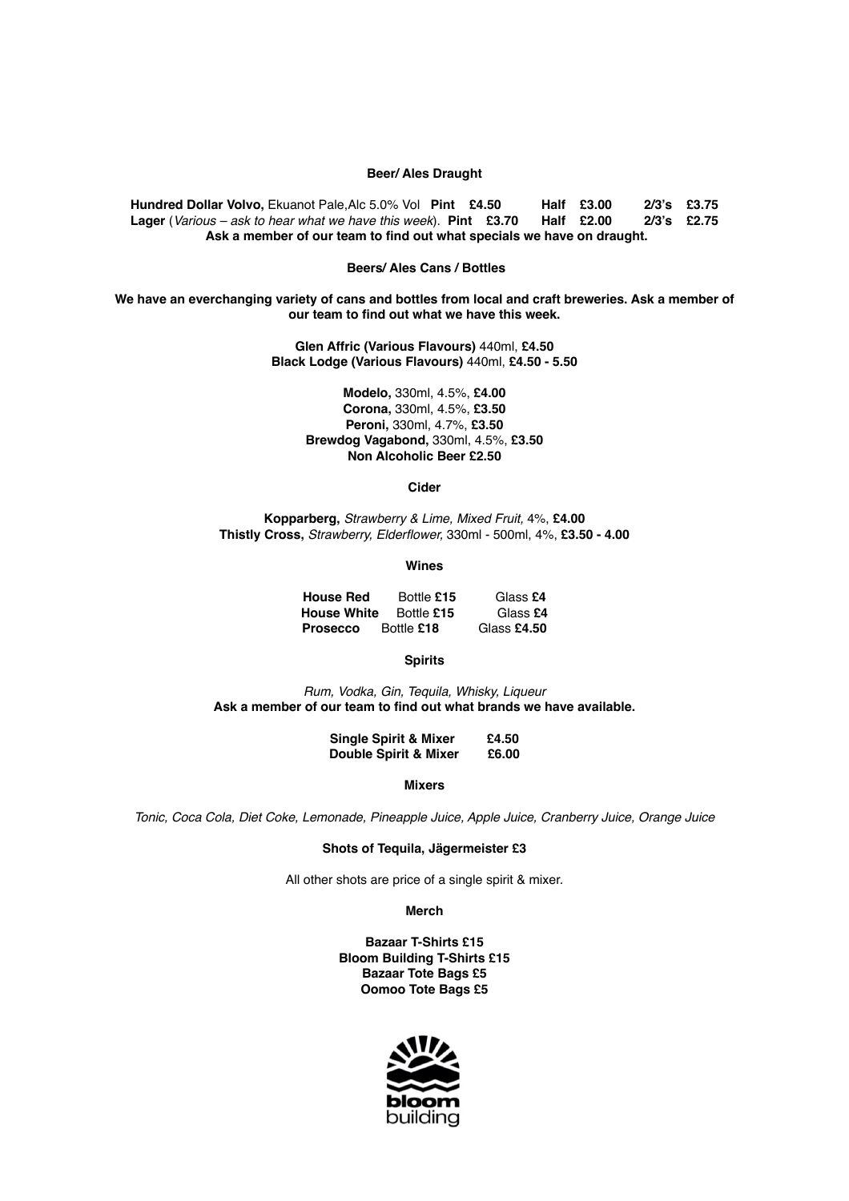## Beer/ Ales Draught

**Hundred Dollar Volvo,** Ekuanot Pale,Alc 5.0% Vol **Pint £4.50** **Half £3.00** **2/3's £3.75**
**Lager** (*Various – ask to hear what we have this week*). **Pint £3.70** **Half £2.00** **2/3's £2.75**
**Ask a member of our team to find out what specials we have on draught.**

## Beers/ Ales Cans / Bottles

**We have an everchanging variety of cans and bottles from local and craft breweries. Ask a member of our team to find out what we have this week.**

**Glen Affric (Various Flavours)** 440ml, **£4.50**
**Black Lodge (Various Flavours)** 440ml, **£4.50 - 5.50**

**Modelo,** 330ml, 4.5%, **£4.00**
**Corona,** 330ml, 4.5%, **£3.50**
**Peroni,** 330ml, 4.7%, **£3.50**
**Brewdog Vagabond,** 330ml, 4.5%, **£3.50**
**Non Alcoholic Beer £2.50**

## Cider

**Kopparberg,** *Strawberry & Lime, Mixed Fruit,* 4%, **£4.00**
**Thistly Cross,** *Strawberry, Elderflower,* 330ml - 500ml, 4%, **£3.50 - 4.00**

## Wines

| | | |
|---|---|---|
| **House Red** | Bottle **£15** | Glass **£4** |
| **House White** | Bottle **£15** | Glass **£4** |
| **Prosecco** | Bottle **£18** | Glass **£4.50** |

## Spirits

*Rum, Vodka, Gin, Tequila, Whisky, Liqueur*
**Ask a member of our team to find out what brands we have available.**

| | |
|---|---|
| **Single Spirit & Mixer** | **£4.50** |
| **Double Spirit & Mixer** | **£6.00** |

## Mixers

*Tonic, Coca Cola, Diet Coke, Lemonade, Pineapple Juice, Apple Juice, Cranberry Juice, Orange Juice*

**Shots of Tequila, Jägermeister £3**

All other shots are price of a single spirit & mixer.

## Merch

**Bazaar T-Shirts £15**
**Bloom Building T-Shirts £15**
**Bazaar Tote Bags £5**
**Oomoo Tote Bags £5**

bloom building